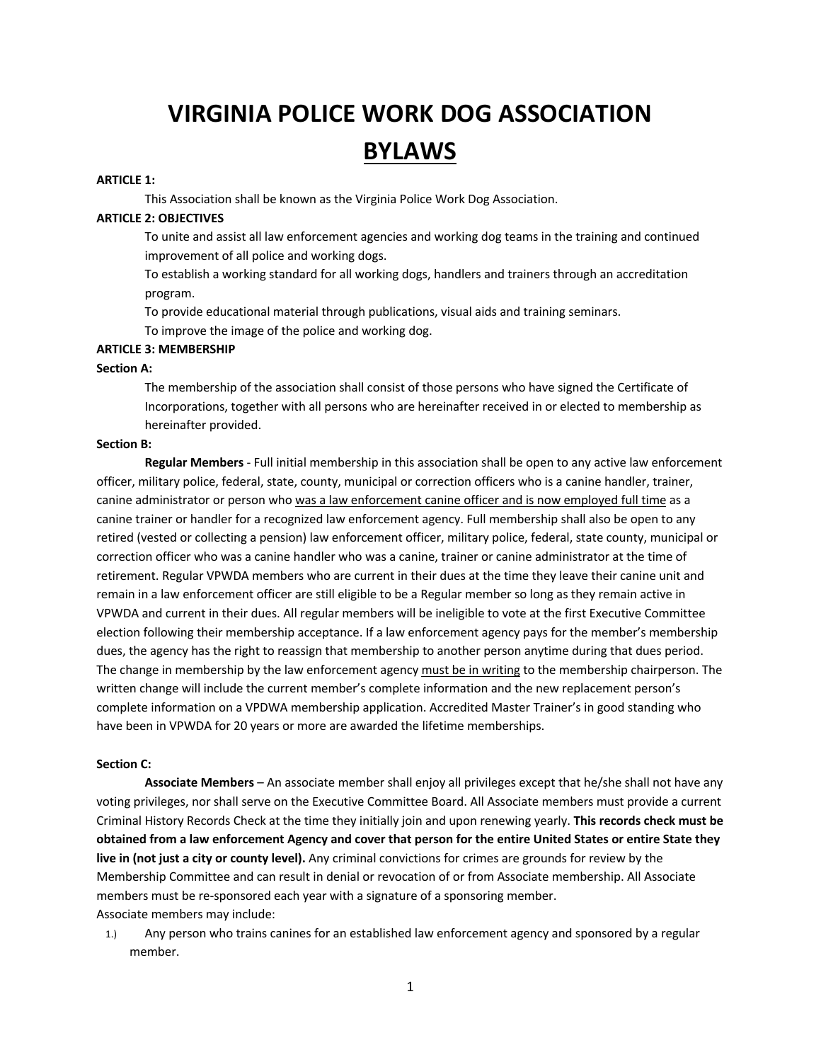# VIRGINIA POLICE WORK DOG ASSOCIATION

# BYLAWS

**ARTICLE 1:**

This Association shall be known as the Virginia Police Work Dog Association.

**ARTICLE 2: OBJECTIVES**

To unite and assist all law enforcement agencies and working dog teams in the training and continued improvement of all police and working dogs.

To establish a working standard for all working dogs, handlers and trainers through an accreditation program.

To provide educational material through publications, visual aids and training seminars.

To improve the image of the police and working dog.

**ARTICLE 3: MEMBERSHIP**

**Section A:**

The membership of the association shall consist of those persons who have signed the Certificate of Incorporations, together with all persons who are hereinafter received in or elected to membership as hereinafter provided.

**Section B:**

**Regular Members** - Full initial membership in this association shall be open to any active law enforcement officer, military police, federal, state, county, municipal or correction officers who is a canine handler, trainer, canine administrator or person who was a law enforcement canine officer and is now employed full time as a canine trainer or handler for a recognized law enforcement agency. Full membership shall also be open to any retired (vested or collecting a pension) law enforcement officer, military police, federal, state county, municipal or correction officer who was a canine handler who was a canine, trainer or canine administrator at the time of retirement. Regular VPWDA members who are current in their dues at the time they leave their canine unit and remain in a law enforcement officer are still eligible to be a Regular member so long as they remain active in VPWDA and current in their dues. All regular members will be ineligible to vote at the first Executive Committee election following their membership acceptance. If a law enforcement agency pays for the member's membership dues, the agency has the right to reassign that membership to another person anytime during that dues period. The change in membership by the law enforcement agency must be in writing to the membership chairperson. The written change will include the current member's complete information and the new replacement person's complete information on a VPDWA membership application. Accredited Master Trainer's in good standing who have been in VPWDA for 20 years or more are awarded the lifetime memberships.

**Section C:**

**Associate Members** – An associate member shall enjoy all privileges except that he/she shall not have any voting privileges, nor shall serve on the Executive Committee Board. All Associate members must provide a current Criminal History Records Check at the time they initially join and upon renewing yearly. **This records check must be obtained from a law enforcement Agency and cover that person for the entire United States or entire State they live in (not just a city or county level).** Any criminal convictions for crimes are grounds for review by the Membership Committee and can result in denial or revocation of or from Associate membership. All Associate members must be re-sponsored each year with a signature of a sponsoring member.

Associate members may include:

1.) Any person who trains canines for an established law enforcement agency and sponsored by a regular member.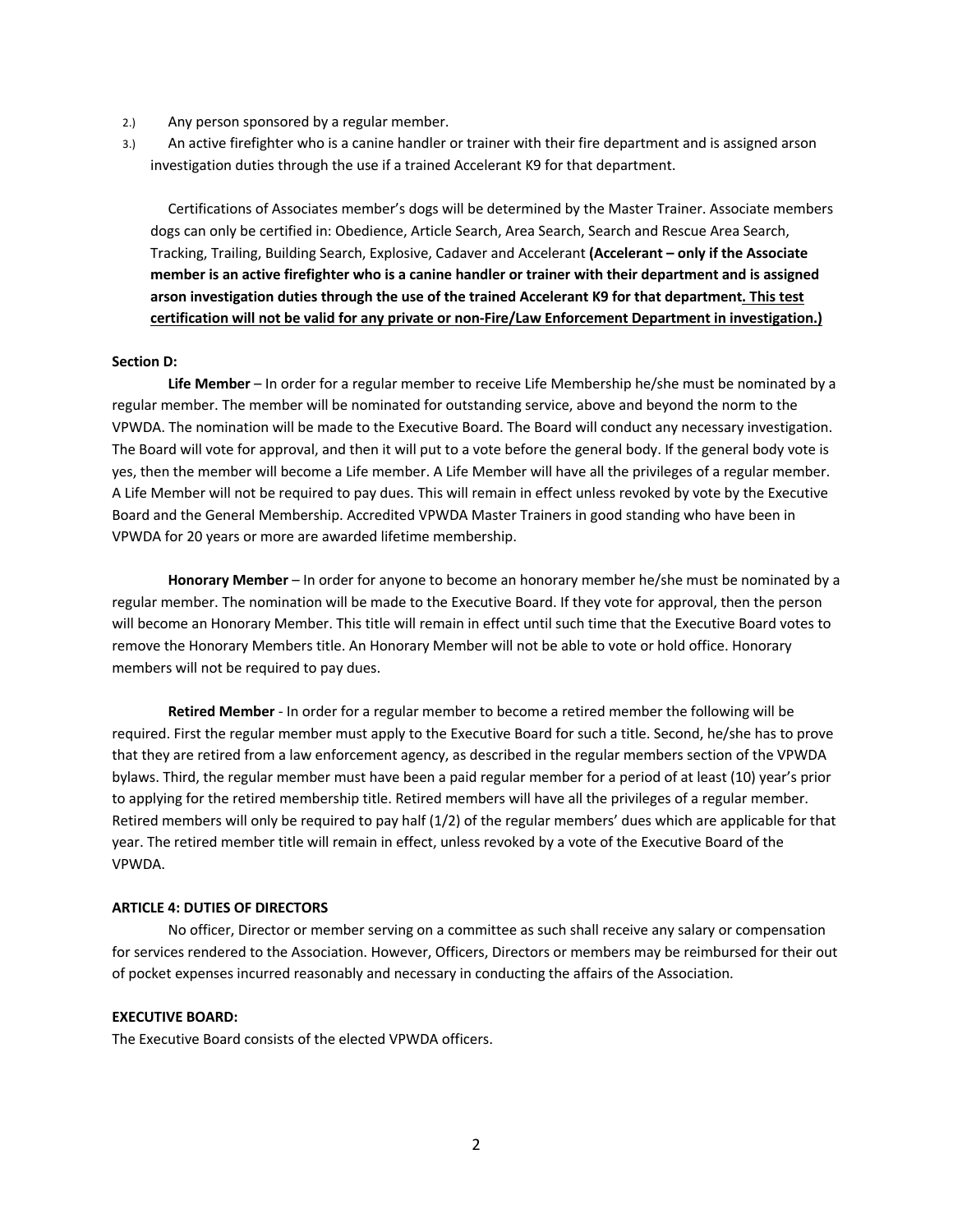2.) Any person sponsored by a regular member.

3.) An active firefighter who is a canine handler or trainer with their fire department and is assigned arson investigation duties through the use if a trained Accelerant K9 for that department.

Certifications of Associates member's dogs will be determined by the Master Trainer. Associate members dogs can only be certified in: Obedience, Article Search, Area Search, Search and Rescue Area Search, Tracking, Trailing, Building Search, Explosive, Cadaver and Accelerant **(Accelerant – only if the Associate member is an active firefighter who is a canine handler or trainer with their department and is assigned arson investigation duties through the use of the trained Accelerant K9 for that department<u>. This test certification will not be valid for any private or non-Fire/Law Enforcement Department in investigation.)</u>**

**Section D:**

**Life Member** – In order for a regular member to receive Life Membership he/she must be nominated by a regular member. The member will be nominated for outstanding service, above and beyond the norm to the VPWDA. The nomination will be made to the Executive Board. The Board will conduct any necessary investigation. The Board will vote for approval, and then it will put to a vote before the general body. If the general body vote is yes, then the member will become a Life member. A Life Member will have all the privileges of a regular member. A Life Member will not be required to pay dues. This will remain in effect unless revoked by vote by the Executive Board and the General Membership. Accredited VPWDA Master Trainers in good standing who have been in VPWDA for 20 years or more are awarded lifetime membership.

**Honorary Member** – In order for anyone to become an honorary member he/she must be nominated by a regular member. The nomination will be made to the Executive Board. If they vote for approval, then the person will become an Honorary Member. This title will remain in effect until such time that the Executive Board votes to remove the Honorary Members title. An Honorary Member will not be able to vote or hold office. Honorary members will not be required to pay dues.

**Retired Member** - In order for a regular member to become a retired member the following will be required. First the regular member must apply to the Executive Board for such a title. Second, he/she has to prove that they are retired from a law enforcement agency, as described in the regular members section of the VPWDA bylaws. Third, the regular member must have been a paid regular member for a period of at least (10) year's prior to applying for the retired membership title. Retired members will have all the privileges of a regular member. Retired members will only be required to pay half (1/2) of the regular members' dues which are applicable for that year. The retired member title will remain in effect, unless revoked by a vote of the Executive Board of the VPWDA.

**ARTICLE 4: DUTIES OF DIRECTORS**

No officer, Director or member serving on a committee as such shall receive any salary or compensation for services rendered to the Association. However, Officers, Directors or members may be reimbursed for their out of pocket expenses incurred reasonably and necessary in conducting the affairs of the Association.

**EXECUTIVE BOARD:**

The Executive Board consists of the elected VPWDA officers.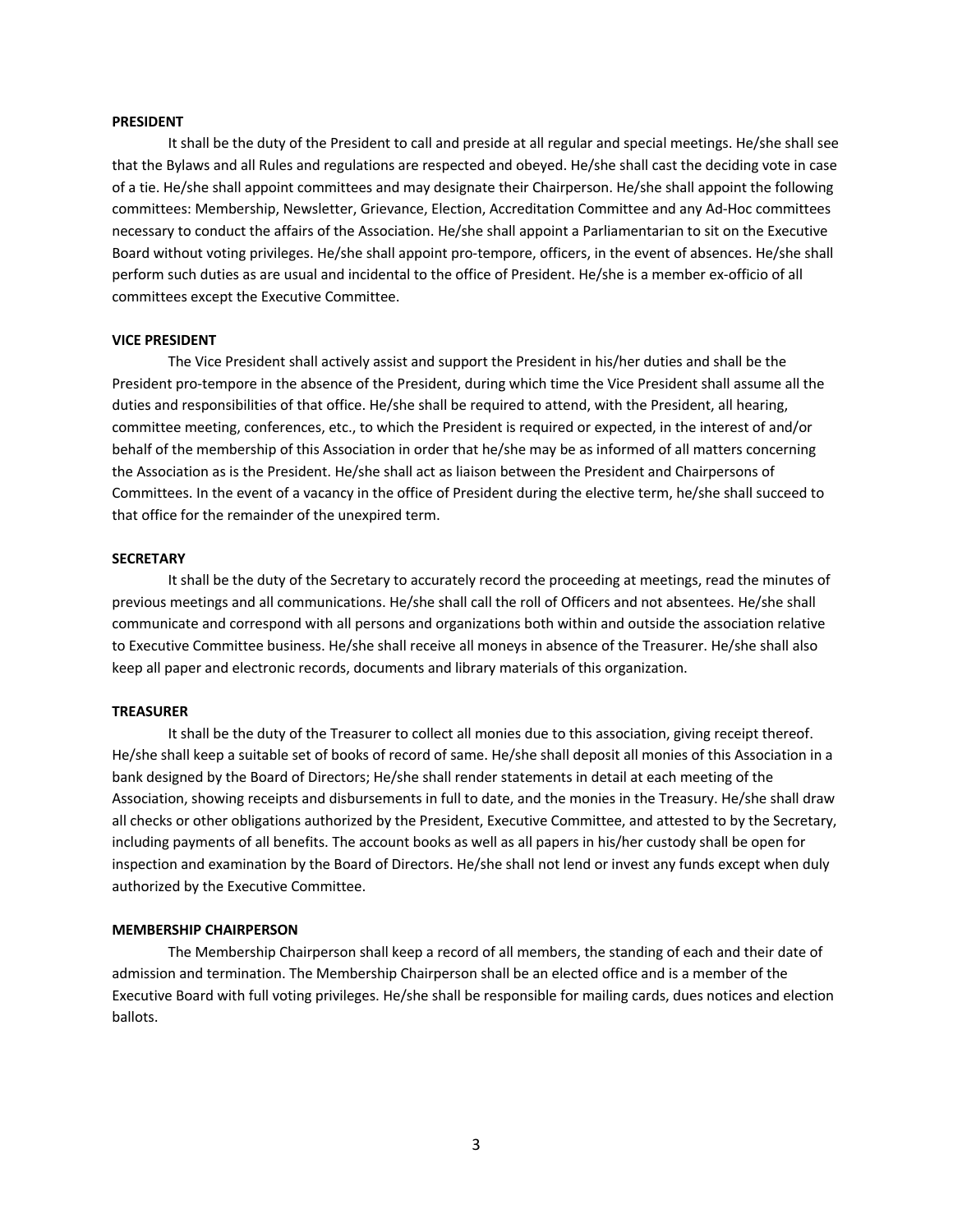**PRESIDENT**

It shall be the duty of the President to call and preside at all regular and special meetings. He/she shall see that the Bylaws and all Rules and regulations are respected and obeyed. He/she shall cast the deciding vote in case of a tie. He/she shall appoint committees and may designate their Chairperson. He/she shall appoint the following committees: Membership, Newsletter, Grievance, Election, Accreditation Committee and any Ad-Hoc committees necessary to conduct the affairs of the Association. He/she shall appoint a Parliamentarian to sit on the Executive Board without voting privileges. He/she shall appoint pro-tempore, officers, in the event of absences. He/she shall perform such duties as are usual and incidental to the office of President. He/she is a member ex-officio of all committees except the Executive Committee.

**VICE PRESIDENT**

The Vice President shall actively assist and support the President in his/her duties and shall be the President pro-tempore in the absence of the President, during which time the Vice President shall assume all the duties and responsibilities of that office. He/she shall be required to attend, with the President, all hearing, committee meeting, conferences, etc., to which the President is required or expected, in the interest of and/or behalf of the membership of this Association in order that he/she may be as informed of all matters concerning the Association as is the President. He/she shall act as liaison between the President and Chairpersons of Committees. In the event of a vacancy in the office of President during the elective term, he/she shall succeed to that office for the remainder of the unexpired term.

**SECRETARY**

It shall be the duty of the Secretary to accurately record the proceeding at meetings, read the minutes of previous meetings and all communications. He/she shall call the roll of Officers and not absentees. He/she shall communicate and correspond with all persons and organizations both within and outside the association relative to Executive Committee business. He/she shall receive all moneys in absence of the Treasurer. He/she shall also keep all paper and electronic records, documents and library materials of this organization.

**TREASURER**

It shall be the duty of the Treasurer to collect all monies due to this association, giving receipt thereof. He/she shall keep a suitable set of books of record of same. He/she shall deposit all monies of this Association in a bank designed by the Board of Directors; He/she shall render statements in detail at each meeting of the Association, showing receipts and disbursements in full to date, and the monies in the Treasury. He/she shall draw all checks or other obligations authorized by the President, Executive Committee, and attested to by the Secretary, including payments of all benefits. The account books as well as all papers in his/her custody shall be open for inspection and examination by the Board of Directors. He/she shall not lend or invest any funds except when duly authorized by the Executive Committee.

**MEMBERSHIP CHAIRPERSON**

The Membership Chairperson shall keep a record of all members, the standing of each and their date of admission and termination. The Membership Chairperson shall be an elected office and is a member of the Executive Board with full voting privileges. He/she shall be responsible for mailing cards, dues notices and election ballots.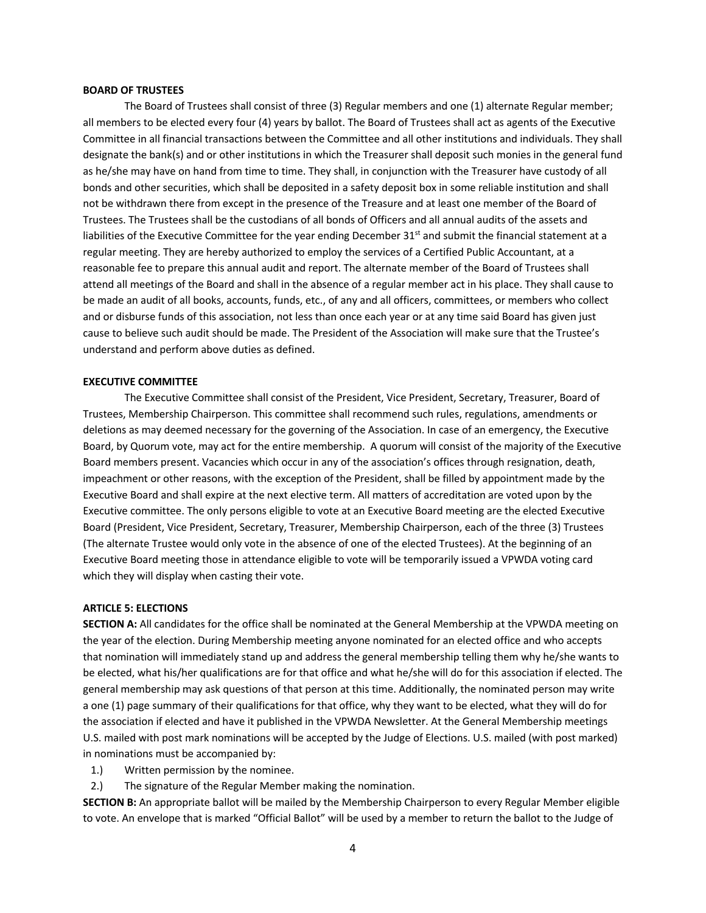**BOARD OF TRUSTEES**

The Board of Trustees shall consist of three (3) Regular members and one (1) alternate Regular member; all members to be elected every four (4) years by ballot. The Board of Trustees shall act as agents of the Executive Committee in all financial transactions between the Committee and all other institutions and individuals. They shall designate the bank(s) and or other institutions in which the Treasurer shall deposit such monies in the general fund as he/she may have on hand from time to time. They shall, in conjunction with the Treasurer have custody of all bonds and other securities, which shall be deposited in a safety deposit box in some reliable institution and shall not be withdrawn there from except in the presence of the Treasure and at least one member of the Board of Trustees. The Trustees shall be the custodians of all bonds of Officers and all annual audits of the assets and liabilities of the Executive Committee for the year ending December 31st and submit the financial statement at a regular meeting. They are hereby authorized to employ the services of a Certified Public Accountant, at a reasonable fee to prepare this annual audit and report. The alternate member of the Board of Trustees shall attend all meetings of the Board and shall in the absence of a regular member act in his place. They shall cause to be made an audit of all books, accounts, funds, etc., of any and all officers, committees, or members who collect and or disburse funds of this association, not less than once each year or at any time said Board has given just cause to believe such audit should be made. The President of the Association will make sure that the Trustee's understand and perform above duties as defined.

**EXECUTIVE COMMITTEE**

The Executive Committee shall consist of the President, Vice President, Secretary, Treasurer, Board of Trustees, Membership Chairperson. This committee shall recommend such rules, regulations, amendments or deletions as may deemed necessary for the governing of the Association. In case of an emergency, the Executive Board, by Quorum vote, may act for the entire membership. A quorum will consist of the majority of the Executive Board members present. Vacancies which occur in any of the association's offices through resignation, death, impeachment or other reasons, with the exception of the President, shall be filled by appointment made by the Executive Board and shall expire at the next elective term. All matters of accreditation are voted upon by the Executive committee. The only persons eligible to vote at an Executive Board meeting are the elected Executive Board (President, Vice President, Secretary, Treasurer, Membership Chairperson, each of the three (3) Trustees (The alternate Trustee would only vote in the absence of one of the elected Trustees). At the beginning of an Executive Board meeting those in attendance eligible to vote will be temporarily issued a VPWDA voting card which they will display when casting their vote.

**ARTICLE 5: ELECTIONS**

**SECTION A:** All candidates for the office shall be nominated at the General Membership at the VPWDA meeting on the year of the election. During Membership meeting anyone nominated for an elected office and who accepts that nomination will immediately stand up and address the general membership telling them why he/she wants to be elected, what his/her qualifications are for that office and what he/she will do for this association if elected. The general membership may ask questions of that person at this time. Additionally, the nominated person may write a one (1) page summary of their qualifications for that office, why they want to be elected, what they will do for the association if elected and have it published in the VPWDA Newsletter. At the General Membership meetings U.S. mailed with post mark nominations will be accepted by the Judge of Elections. U.S. mailed (with post marked) in nominations must be accompanied by:

1.) Written permission by the nominee.
2.) The signature of the Regular Member making the nomination.

**SECTION B:** An appropriate ballot will be mailed by the Membership Chairperson to every Regular Member eligible to vote. An envelope that is marked "Official Ballot" will be used by a member to return the ballot to the Judge of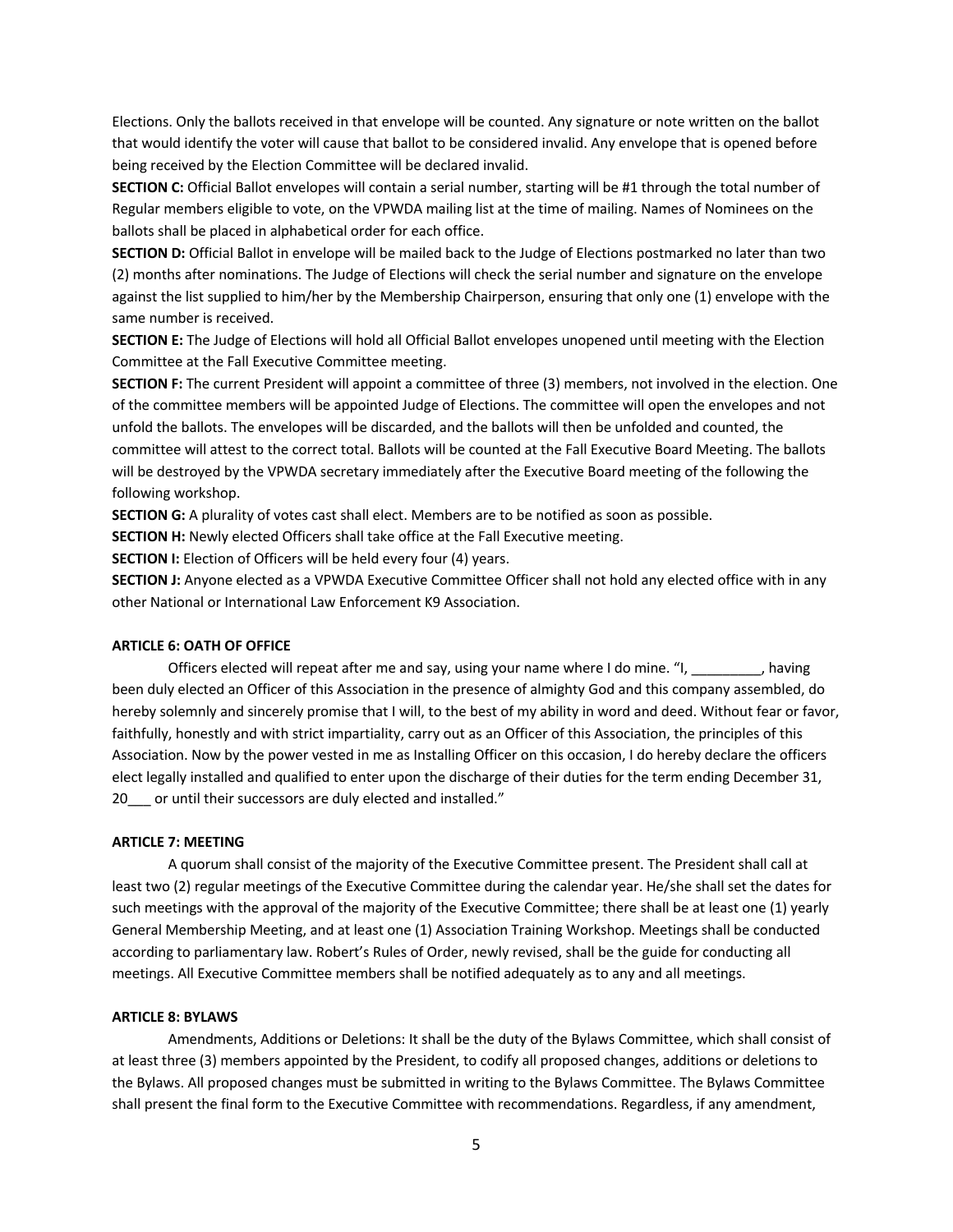Elections. Only the ballots received in that envelope will be counted. Any signature or note written on the ballot that would identify the voter will cause that ballot to be considered invalid. Any envelope that is opened before being received by the Election Committee will be declared invalid.

**SECTION C:** Official Ballot envelopes will contain a serial number, starting will be #1 through the total number of Regular members eligible to vote, on the VPWDA mailing list at the time of mailing. Names of Nominees on the ballots shall be placed in alphabetical order for each office.

**SECTION D:** Official Ballot in envelope will be mailed back to the Judge of Elections postmarked no later than two (2) months after nominations. The Judge of Elections will check the serial number and signature on the envelope against the list supplied to him/her by the Membership Chairperson, ensuring that only one (1) envelope with the same number is received.

**SECTION E:** The Judge of Elections will hold all Official Ballot envelopes unopened until meeting with the Election Committee at the Fall Executive Committee meeting.

**SECTION F:** The current President will appoint a committee of three (3) members, not involved in the election. One of the committee members will be appointed Judge of Elections. The committee will open the envelopes and not unfold the ballots. The envelopes will be discarded, and the ballots will then be unfolded and counted, the committee will attest to the correct total. Ballots will be counted at the Fall Executive Board Meeting. The ballots will be destroyed by the VPWDA secretary immediately after the Executive Board meeting of the following the following workshop.

**SECTION G:** A plurality of votes cast shall elect. Members are to be notified as soon as possible.

**SECTION H:** Newly elected Officers shall take office at the Fall Executive meeting.

**SECTION I:** Election of Officers will be held every four (4) years.

**SECTION J:** Anyone elected as a VPWDA Executive Committee Officer shall not hold any elected office with in any other National or International Law Enforcement K9 Association.

**ARTICLE 6: OATH OF OFFICE**

Officers elected will repeat after me and say, using your name where I do mine. "I, _________, having been duly elected an Officer of this Association in the presence of almighty God and this company assembled, do hereby solemnly and sincerely promise that I will, to the best of my ability in word and deed. Without fear or favor, faithfully, honestly and with strict impartiality, carry out as an Officer of this Association, the principles of this Association. Now by the power vested in me as Installing Officer on this occasion, I do hereby declare the officers elect legally installed and qualified to enter upon the discharge of their duties for the term ending December 31, 20___ or until their successors are duly elected and installed."

**ARTICLE 7: MEETING**

A quorum shall consist of the majority of the Executive Committee present. The President shall call at least two (2) regular meetings of the Executive Committee during the calendar year. He/she shall set the dates for such meetings with the approval of the majority of the Executive Committee; there shall be at least one (1) yearly General Membership Meeting, and at least one (1) Association Training Workshop. Meetings shall be conducted according to parliamentary law. Robert's Rules of Order, newly revised, shall be the guide for conducting all meetings. All Executive Committee members shall be notified adequately as to any and all meetings.

**ARTICLE 8: BYLAWS**

Amendments, Additions or Deletions: It shall be the duty of the Bylaws Committee, which shall consist of at least three (3) members appointed by the President, to codify all proposed changes, additions or deletions to the Bylaws. All proposed changes must be submitted in writing to the Bylaws Committee. The Bylaws Committee shall present the final form to the Executive Committee with recommendations. Regardless, if any amendment,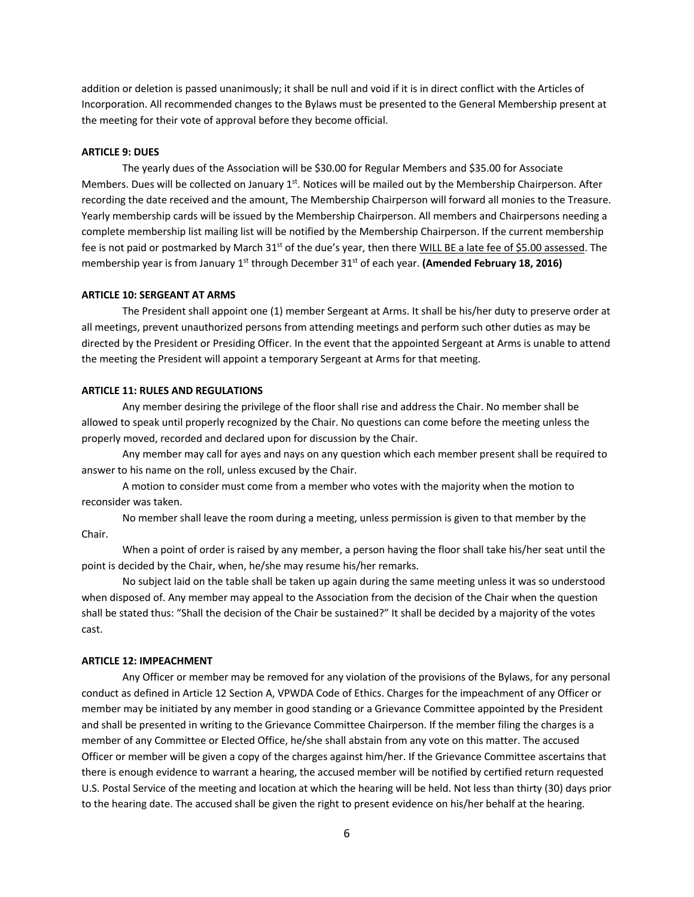addition or deletion is passed unanimously; it shall be null and void if it is in direct conflict with the Articles of Incorporation. All recommended changes to the Bylaws must be presented to the General Membership present at the meeting for their vote of approval before they become official.

**ARTICLE 9: DUES**

The yearly dues of the Association will be $30.00 for Regular Members and $35.00 for Associate Members. Dues will be collected on January 1st. Notices will be mailed out by the Membership Chairperson. After recording the date received and the amount, The Membership Chairperson will forward all monies to the Treasure. Yearly membership cards will be issued by the Membership Chairperson. All members and Chairpersons needing a complete membership list mailing list will be notified by the Membership Chairperson. If the current membership fee is not paid or postmarked by March 31st of the due's year, then there <u>WILL BE a late fee of $5.00 assessed</u>. The membership year is from January 1st through December 31st of each year. **(Amended February 18, 2016)**

**ARTICLE 10: SERGEANT AT ARMS**

The President shall appoint one (1) member Sergeant at Arms. It shall be his/her duty to preserve order at all meetings, prevent unauthorized persons from attending meetings and perform such other duties as may be directed by the President or Presiding Officer. In the event that the appointed Sergeant at Arms is unable to attend the meeting the President will appoint a temporary Sergeant at Arms for that meeting.

**ARTICLE 11: RULES AND REGULATIONS**

Any member desiring the privilege of the floor shall rise and address the Chair. No member shall be allowed to speak until properly recognized by the Chair. No questions can come before the meeting unless the properly moved, recorded and declared upon for discussion by the Chair.

Any member may call for ayes and nays on any question which each member present shall be required to answer to his name on the roll, unless excused by the Chair.

A motion to consider must come from a member who votes with the majority when the motion to reconsider was taken.

No member shall leave the room during a meeting, unless permission is given to that member by the Chair.

When a point of order is raised by any member, a person having the floor shall take his/her seat until the point is decided by the Chair, when, he/she may resume his/her remarks.

No subject laid on the table shall be taken up again during the same meeting unless it was so understood when disposed of. Any member may appeal to the Association from the decision of the Chair when the question shall be stated thus: "Shall the decision of the Chair be sustained?" It shall be decided by a majority of the votes cast.

**ARTICLE 12: IMPEACHMENT**

Any Officer or member may be removed for any violation of the provisions of the Bylaws, for any personal conduct as defined in Article 12 Section A, VPWDA Code of Ethics. Charges for the impeachment of any Officer or member may be initiated by any member in good standing or a Grievance Committee appointed by the President and shall be presented in writing to the Grievance Committee Chairperson. If the member filing the charges is a member of any Committee or Elected Office, he/she shall abstain from any vote on this matter. The accused Officer or member will be given a copy of the charges against him/her. If the Grievance Committee ascertains that there is enough evidence to warrant a hearing, the accused member will be notified by certified return requested U.S. Postal Service of the meeting and location at which the hearing will be held. Not less than thirty (30) days prior to the hearing date. The accused shall be given the right to present evidence on his/her behalf at the hearing.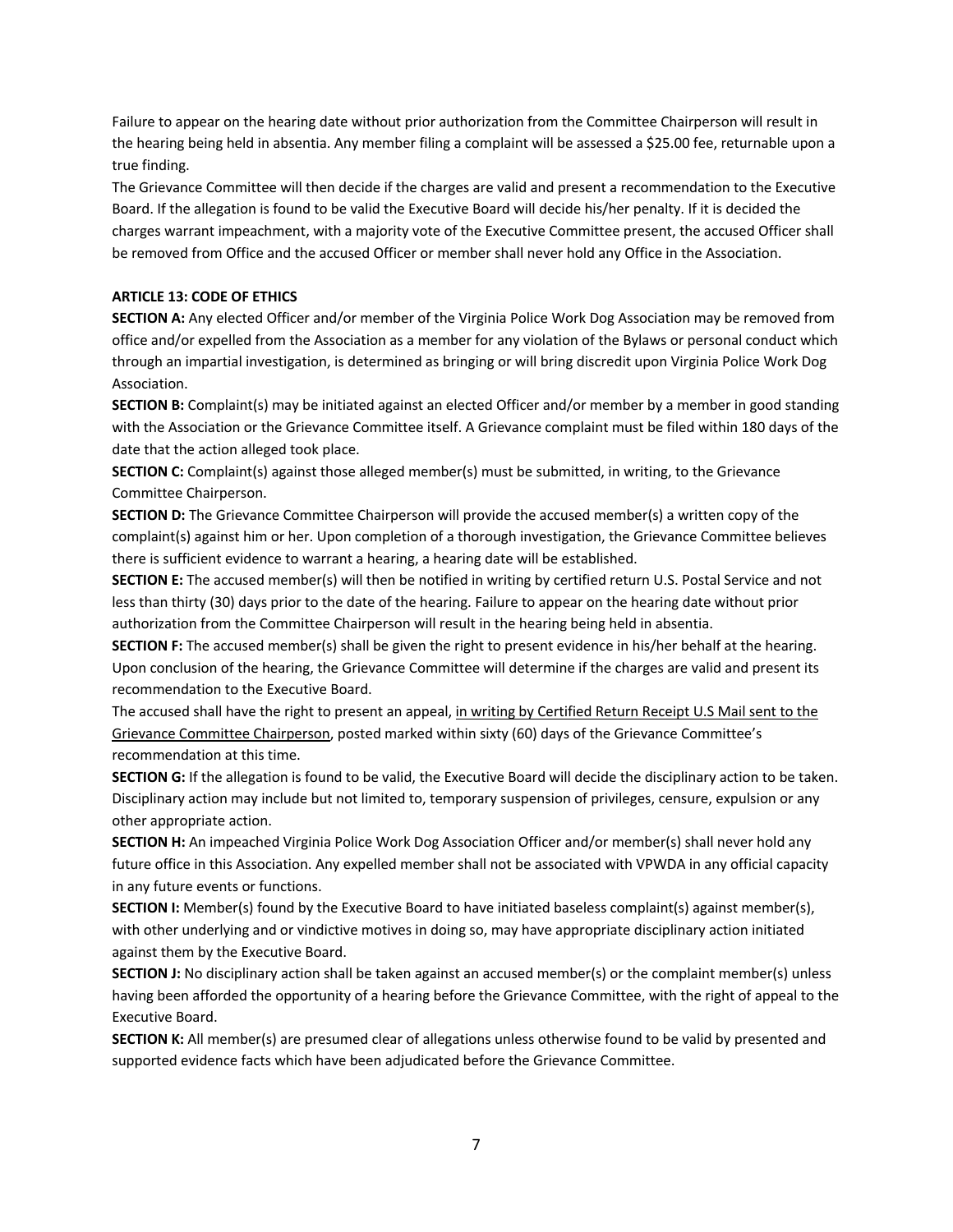Failure to appear on the hearing date without prior authorization from the Committee Chairperson will result in the hearing being held in absentia. Any member filing a complaint will be assessed a $25.00 fee, returnable upon a true finding.

The Grievance Committee will then decide if the charges are valid and present a recommendation to the Executive Board. If the allegation is found to be valid the Executive Board will decide his/her penalty. If it is decided the charges warrant impeachment, with a majority vote of the Executive Committee present, the accused Officer shall be removed from Office and the accused Officer or member shall never hold any Office in the Association.

**ARTICLE 13: CODE OF ETHICS**

**SECTION A:** Any elected Officer and/or member of the Virginia Police Work Dog Association may be removed from office and/or expelled from the Association as a member for any violation of the Bylaws or personal conduct which through an impartial investigation, is determined as bringing or will bring discredit upon Virginia Police Work Dog Association.

**SECTION B:** Complaint(s) may be initiated against an elected Officer and/or member by a member in good standing with the Association or the Grievance Committee itself. A Grievance complaint must be filed within 180 days of the date that the action alleged took place.

**SECTION C:** Complaint(s) against those alleged member(s) must be submitted, in writing, to the Grievance Committee Chairperson.

**SECTION D:** The Grievance Committee Chairperson will provide the accused member(s) a written copy of the complaint(s) against him or her. Upon completion of a thorough investigation, the Grievance Committee believes there is sufficient evidence to warrant a hearing, a hearing date will be established.

**SECTION E:** The accused member(s) will then be notified in writing by certified return U.S. Postal Service and not less than thirty (30) days prior to the date of the hearing. Failure to appear on the hearing date without prior authorization from the Committee Chairperson will result in the hearing being held in absentia.

**SECTION F:** The accused member(s) shall be given the right to present evidence in his/her behalf at the hearing. Upon conclusion of the hearing, the Grievance Committee will determine if the charges are valid and present its recommendation to the Executive Board.

The accused shall have the right to present an appeal, <u>in writing by Certified Return Receipt U.S Mail sent to the Grievance Committee Chairperson</u>, posted marked within sixty (60) days of the Grievance Committee's recommendation at this time.

**SECTION G:** If the allegation is found to be valid, the Executive Board will decide the disciplinary action to be taken. Disciplinary action may include but not limited to, temporary suspension of privileges, censure, expulsion or any other appropriate action.

**SECTION H:** An impeached Virginia Police Work Dog Association Officer and/or member(s) shall never hold any future office in this Association. Any expelled member shall not be associated with VPWDA in any official capacity in any future events or functions.

**SECTION I:** Member(s) found by the Executive Board to have initiated baseless complaint(s) against member(s), with other underlying and or vindictive motives in doing so, may have appropriate disciplinary action initiated against them by the Executive Board.

**SECTION J:** No disciplinary action shall be taken against an accused member(s) or the complaint member(s) unless having been afforded the opportunity of a hearing before the Grievance Committee, with the right of appeal to the Executive Board.

**SECTION K:** All member(s) are presumed clear of allegations unless otherwise found to be valid by presented and supported evidence facts which have been adjudicated before the Grievance Committee.